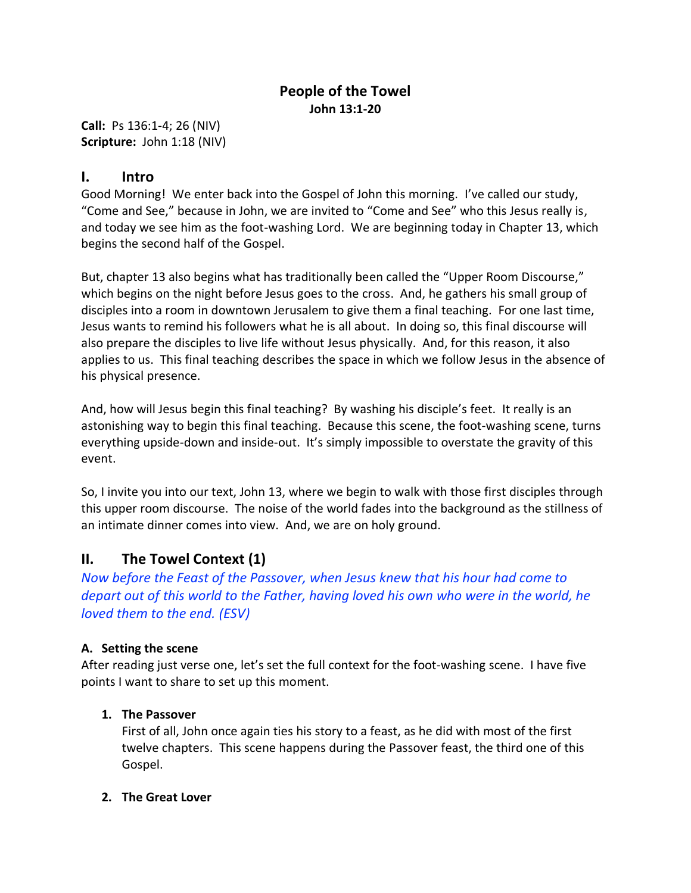# People of the Towel

**John 13:1-20**

**Call:** Ps 136:1-4; 26 (NIV)
**Scripture:** John 1:18 (NIV)

## I. Intro

Good Morning! We enter back into the Gospel of John this morning. I've called our study, "Come and See," because in John, we are invited to "Come and See" who this Jesus really is, and today we see him as the foot-washing Lord. We are beginning today in Chapter 13, which begins the second half of the Gospel.

But, chapter 13 also begins what has traditionally been called the "Upper Room Discourse," which begins on the night before Jesus goes to the cross. And, he gathers his small group of disciples into a room in downtown Jerusalem to give them a final teaching. For one last time, Jesus wants to remind his followers what he is all about. In doing so, this final discourse will also prepare the disciples to live life without Jesus physically. And, for this reason, it also applies to us. This final teaching describes the space in which we follow Jesus in the absence of his physical presence.

And, how will Jesus begin this final teaching? By washing his disciple's feet. It really is an astonishing way to begin this final teaching. Because this scene, the foot-washing scene, turns everything upside-down and inside-out. It's simply impossible to overstate the gravity of this event.

So, I invite you into our text, John 13, where we begin to walk with those first disciples through this upper room discourse. The noise of the world fades into the background as the stillness of an intimate dinner comes into view. And, we are on holy ground.

## II. The Towel Context (1)

*Now before the Feast of the Passover, when Jesus knew that his hour had come to depart out of this world to the Father, having loved his own who were in the world, he loved them to the end. (ESV)*

### A. Setting the scene

After reading just verse one, let's set the full context for the foot-washing scene. I have five points I want to share to set up this moment.

1. **The Passover**
   First of all, John once again ties his story to a feast, as he did with most of the first twelve chapters. This scene happens during the Passover feast, the third one of this Gospel.

2. **The Great Lover**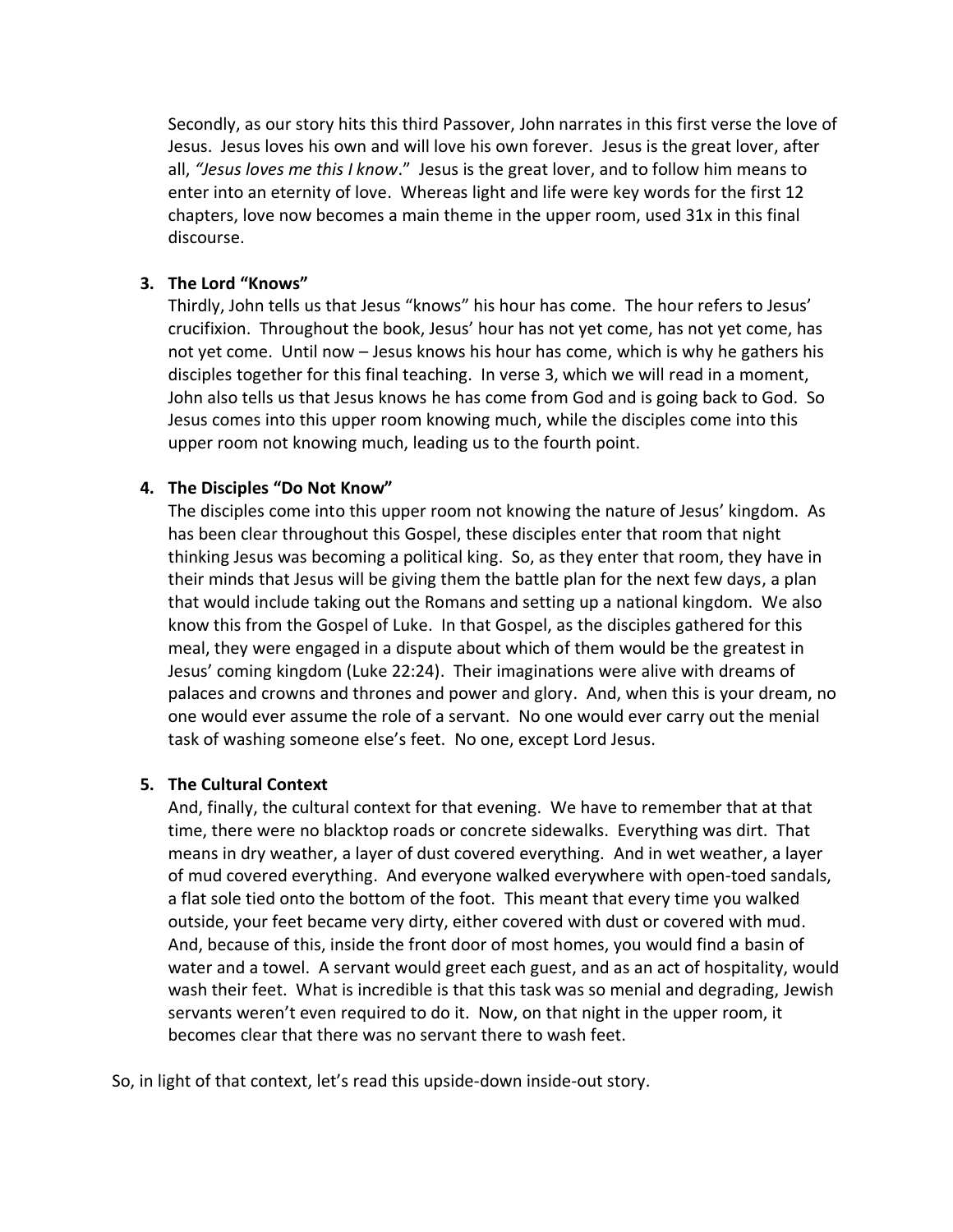Secondly, as our story hits this third Passover, John narrates in this first verse the love of Jesus. Jesus loves his own and will love his own forever. Jesus is the great lover, after all, *"Jesus loves me this I know*." Jesus is the great lover, and to follow him means to enter into an eternity of love. Whereas light and life were key words for the first 12 chapters, love now becomes a main theme in the upper room, used 31x in this final discourse.

3. **The Lord "Knows"**

   Thirdly, John tells us that Jesus "knows" his hour has come. The hour refers to Jesus' crucifixion. Throughout the book, Jesus' hour has not yet come, has not yet come, has not yet come. Until now – Jesus knows his hour has come, which is why he gathers his disciples together for this final teaching. In verse 3, which we will read in a moment, John also tells us that Jesus knows he has come from God and is going back to God. So Jesus comes into this upper room knowing much, while the disciples come into this upper room not knowing much, leading us to the fourth point.

4. **The Disciples "Do Not Know"**

   The disciples come into this upper room not knowing the nature of Jesus' kingdom. As has been clear throughout this Gospel, these disciples enter that room that night thinking Jesus was becoming a political king. So, as they enter that room, they have in their minds that Jesus will be giving them the battle plan for the next few days, a plan that would include taking out the Romans and setting up a national kingdom. We also know this from the Gospel of Luke. In that Gospel, as the disciples gathered for this meal, they were engaged in a dispute about which of them would be the greatest in Jesus' coming kingdom (Luke 22:24). Their imaginations were alive with dreams of palaces and crowns and thrones and power and glory. And, when this is your dream, no one would ever assume the role of a servant. No one would ever carry out the menial task of washing someone else's feet. No one, except Lord Jesus.

5. **The Cultural Context**

   And, finally, the cultural context for that evening. We have to remember that at that time, there were no blacktop roads or concrete sidewalks. Everything was dirt. That means in dry weather, a layer of dust covered everything. And in wet weather, a layer of mud covered everything. And everyone walked everywhere with open-toed sandals, a flat sole tied onto the bottom of the foot. This meant that every time you walked outside, your feet became very dirty, either covered with dust or covered with mud. And, because of this, inside the front door of most homes, you would find a basin of water and a towel. A servant would greet each guest, and as an act of hospitality, would wash their feet. What is incredible is that this task was so menial and degrading, Jewish servants weren't even required to do it. Now, on that night in the upper room, it becomes clear that there was no servant there to wash feet.

So, in light of that context, let's read this upside-down inside-out story.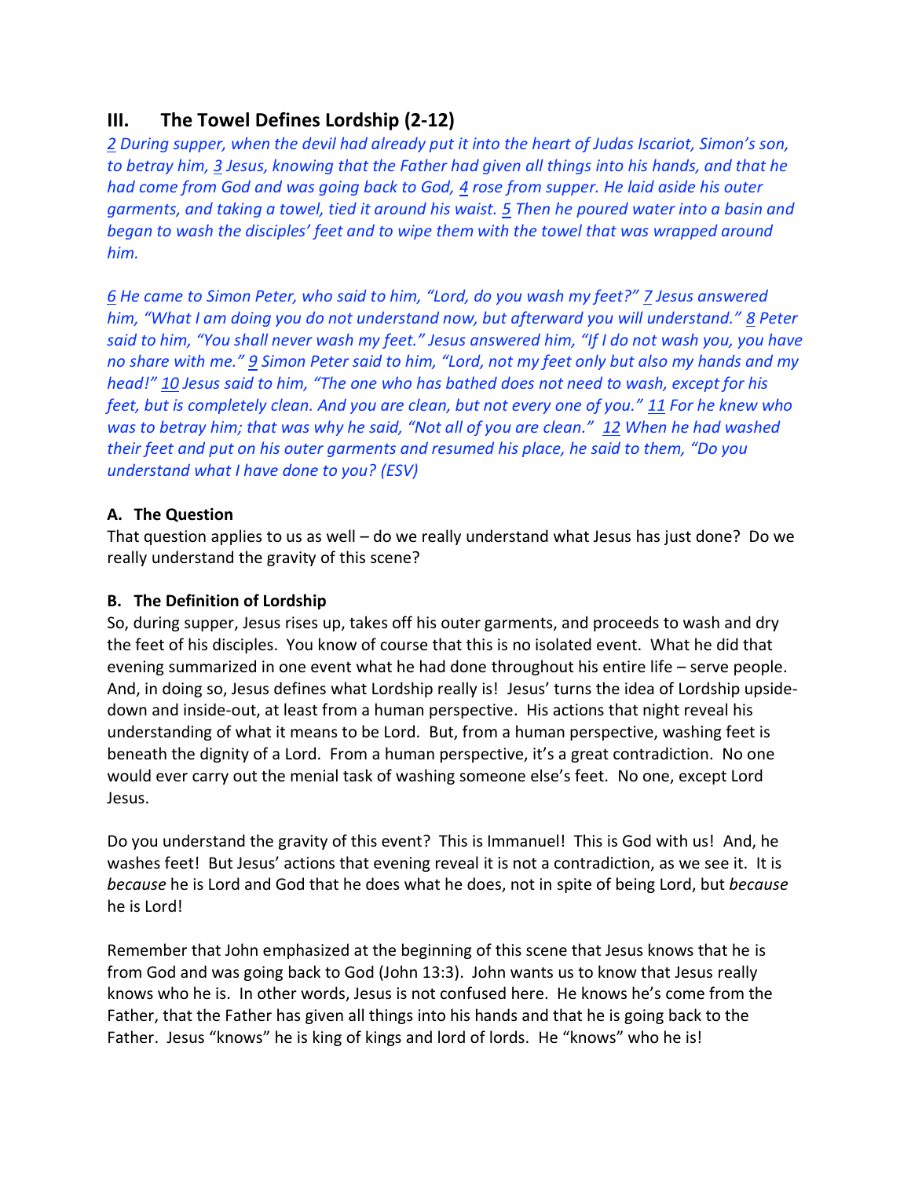## III. The Towel Defines Lordship (2-12)

*2 During supper, when the devil had already put it into the heart of Judas Iscariot, Simon's son, to betray him, 3 Jesus, knowing that the Father had given all things into his hands, and that he had come from God and was going back to God, 4 rose from supper. He laid aside his outer garments, and taking a towel, tied it around his waist. 5 Then he poured water into a basin and began to wash the disciples' feet and to wipe them with the towel that was wrapped around him.*

*6 He came to Simon Peter, who said to him, "Lord, do you wash my feet?" 7 Jesus answered him, "What I am doing you do not understand now, but afterward you will understand." 8 Peter said to him, "You shall never wash my feet." Jesus answered him, "If I do not wash you, you have no share with me." 9 Simon Peter said to him, "Lord, not my feet only but also my hands and my head!" 10 Jesus said to him, "The one who has bathed does not need to wash, except for his feet, but is completely clean. And you are clean, but not every one of you." 11 For he knew who was to betray him; that was why he said, "Not all of you are clean." 12 When he had washed their feet and put on his outer garments and resumed his place, he said to them, "Do you understand what I have done to you? (ESV)*

### A. The Question

That question applies to us as well – do we really understand what Jesus has just done? Do we really understand the gravity of this scene?

### B. The Definition of Lordship

So, during supper, Jesus rises up, takes off his outer garments, and proceeds to wash and dry the feet of his disciples. You know of course that this is no isolated event. What he did that evening summarized in one event what he had done throughout his entire life – serve people. And, in doing so, Jesus defines what Lordship really is! Jesus' turns the idea of Lordship upside-down and inside-out, at least from a human perspective. His actions that night reveal his understanding of what it means to be Lord. But, from a human perspective, washing feet is beneath the dignity of a Lord. From a human perspective, it's a great contradiction. No one would ever carry out the menial task of washing someone else's feet. No one, except Lord Jesus.

Do you understand the gravity of this event? This is Immanuel! This is God with us! And, he washes feet! But Jesus' actions that evening reveal it is not a contradiction, as we see it. It is *because* he is Lord and God that he does what he does, not in spite of being Lord, but *because* he is Lord!

Remember that John emphasized at the beginning of this scene that Jesus knows that he is from God and was going back to God (John 13:3). John wants us to know that Jesus really knows who he is. In other words, Jesus is not confused here. He knows he's come from the Father, that the Father has given all things into his hands and that he is going back to the Father. Jesus "knows" he is king of kings and lord of lords. He "knows" who he is!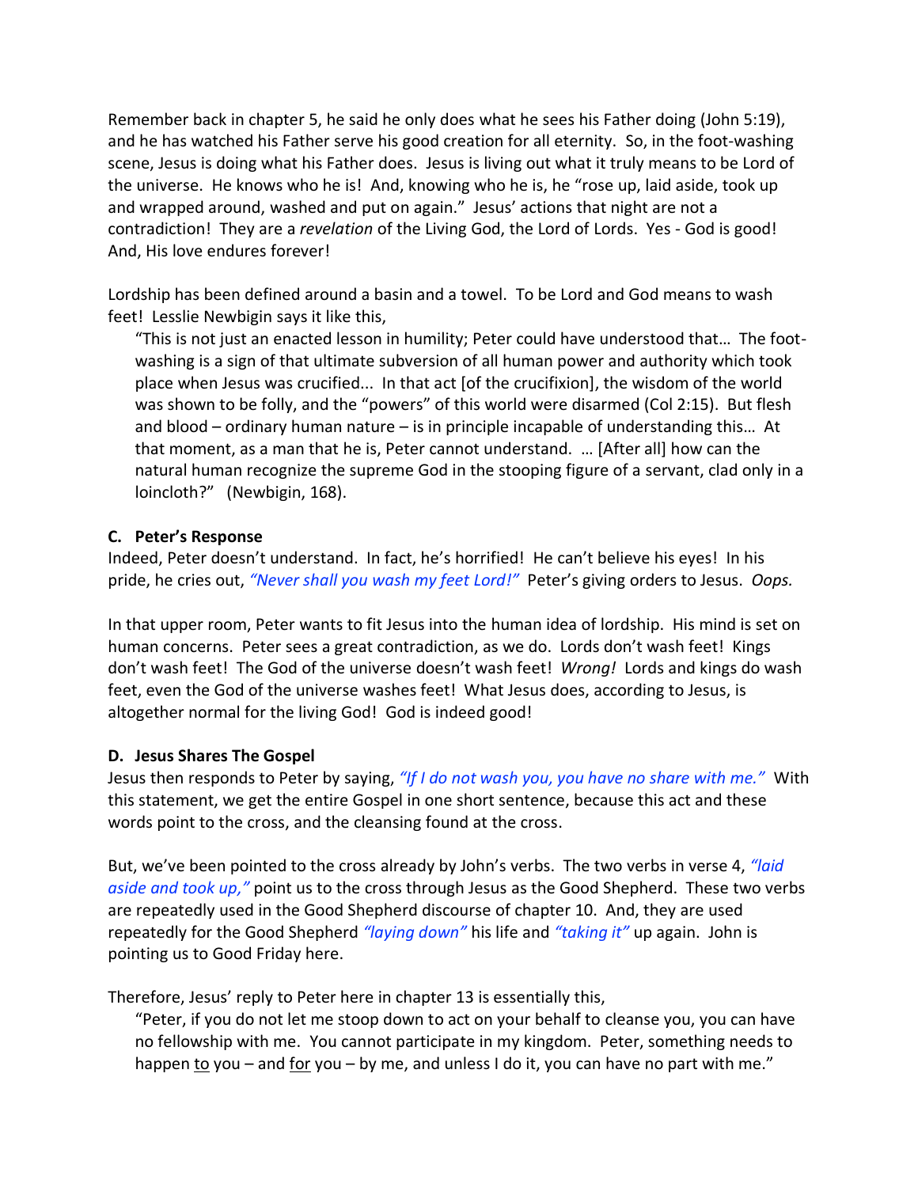Remember back in chapter 5, he said he only does what he sees his Father doing (John 5:19), and he has watched his Father serve his good creation for all eternity. So, in the foot-washing scene, Jesus is doing what his Father does. Jesus is living out what it truly means to be Lord of the universe. He knows who he is! And, knowing who he is, he "rose up, laid aside, took up and wrapped around, washed and put on again." Jesus' actions that night are not a contradiction! They are a *revelation* of the Living God, the Lord of Lords. Yes - God is good! And, His love endures forever!

Lordship has been defined around a basin and a towel. To be Lord and God means to wash feet! Lesslie Newbigin says it like this,

> "This is not just an enacted lesson in humility; Peter could have understood that… The foot-washing is a sign of that ultimate subversion of all human power and authority which took place when Jesus was crucified... In that act [of the crucifixion], the wisdom of the world was shown to be folly, and the "powers" of this world were disarmed (Col 2:15). But flesh and blood – ordinary human nature – is in principle incapable of understanding this… At that moment, as a man that he is, Peter cannot understand. … [After all] how can the natural human recognize the supreme God in the stooping figure of a servant, clad only in a loincloth?" (Newbigin, 168).

**C. Peter's Response**

Indeed, Peter doesn't understand. In fact, he's horrified! He can't believe his eyes! In his pride, he cries out, *"Never shall you wash my feet Lord!"* Peter's giving orders to Jesus. *Oops.*

In that upper room, Peter wants to fit Jesus into the human idea of lordship. His mind is set on human concerns. Peter sees a great contradiction, as we do. Lords don't wash feet! Kings don't wash feet! The God of the universe doesn't wash feet! *Wrong!* Lords and kings do wash feet, even the God of the universe washes feet! What Jesus does, according to Jesus, is altogether normal for the living God! God is indeed good!

**D. Jesus Shares The Gospel**

Jesus then responds to Peter by saying, *"If I do not wash you, you have no share with me."* With this statement, we get the entire Gospel in one short sentence, because this act and these words point to the cross, and the cleansing found at the cross.

But, we've been pointed to the cross already by John's verbs. The two verbs in verse 4, *"laid aside and took up,"* point us to the cross through Jesus as the Good Shepherd. These two verbs are repeatedly used in the Good Shepherd discourse of chapter 10. And, they are used repeatedly for the Good Shepherd *"laying down"* his life and *"taking it"* up again. John is pointing us to Good Friday here.

Therefore, Jesus' reply to Peter here in chapter 13 is essentially this,

> "Peter, if you do not let me stoop down to act on your behalf to cleanse you, you can have no fellowship with me. You cannot participate in my kingdom. Peter, something needs to happen <u>to</u> you – and <u>for</u> you – by me, and unless I do it, you can have no part with me."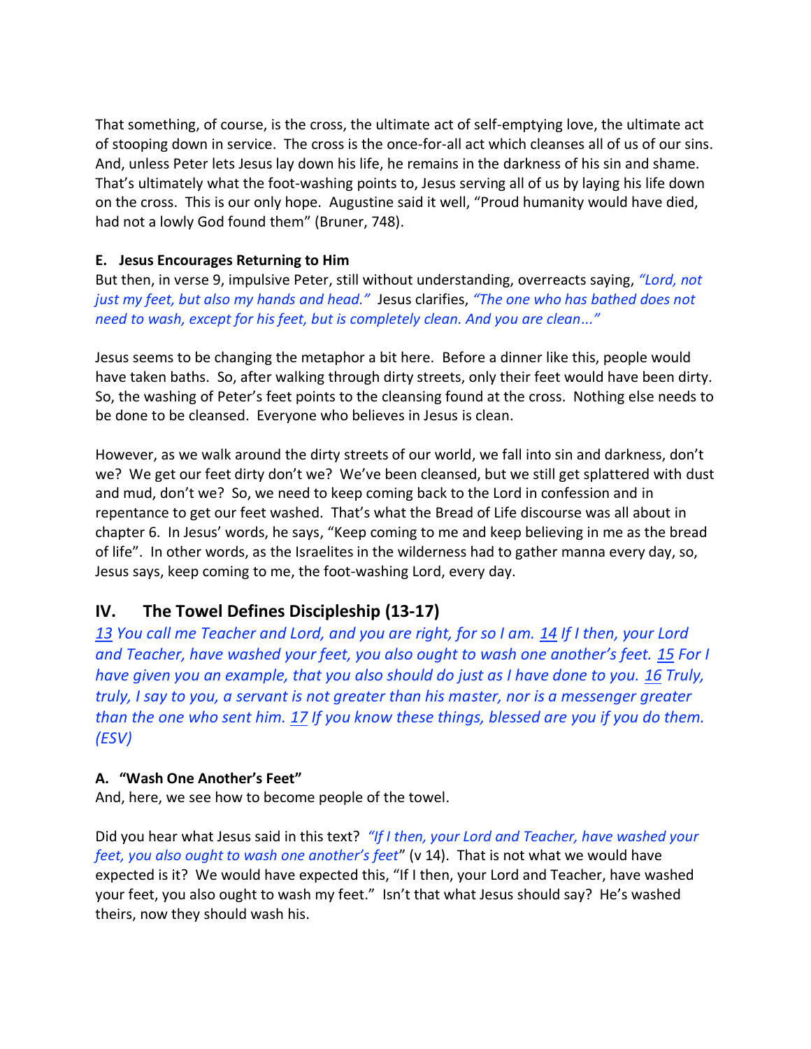That something, of course, is the cross, the ultimate act of self-emptying love, the ultimate act of stooping down in service. The cross is the once-for-all act which cleanses all of us of our sins. And, unless Peter lets Jesus lay down his life, he remains in the darkness of his sin and shame. That's ultimately what the foot-washing points to, Jesus serving all of us by laying his life down on the cross. This is our only hope. Augustine said it well, "Proud humanity would have died, had not a lowly God found them" (Bruner, 748).

#### E. Jesus Encourages Returning to Him

But then, in verse 9, impulsive Peter, still without understanding, overreacts saying, *"Lord, not just my feet, but also my hands and head."* Jesus clarifies, *"The one who has bathed does not need to wash, except for his feet, but is completely clean. And you are clean..."*

Jesus seems to be changing the metaphor a bit here. Before a dinner like this, people would have taken baths. So, after walking through dirty streets, only their feet would have been dirty. So, the washing of Peter's feet points to the cleansing found at the cross. Nothing else needs to be done to be cleansed. Everyone who believes in Jesus is clean.

However, as we walk around the dirty streets of our world, we fall into sin and darkness, don't we? We get our feet dirty don't we? We've been cleansed, but we still get splattered with dust and mud, don't we? So, we need to keep coming back to the Lord in confession and in repentance to get our feet washed. That's what the Bread of Life discourse was all about in chapter 6. In Jesus' words, he says, "Keep coming to me and keep believing in me as the bread of life". In other words, as the Israelites in the wilderness had to gather manna every day, so, Jesus says, keep coming to me, the foot-washing Lord, every day.

## IV. The Towel Defines Discipleship (13-17)

*13 You call me Teacher and Lord, and you are right, for so I am. 14 If I then, your Lord and Teacher, have washed your feet, you also ought to wash one another's feet. 15 For I have given you an example, that you also should do just as I have done to you. 16 Truly, truly, I say to you, a servant is not greater than his master, nor is a messenger greater than the one who sent him. 17 If you know these things, blessed are you if you do them. (ESV)*

#### A. "Wash One Another's Feet"

And, here, we see how to become people of the towel.

Did you hear what Jesus said in this text? *"If I then, your Lord and Teacher, have washed your feet, you also ought to wash one another's feet"* (v 14). That is not what we would have expected is it? We would have expected this, "If I then, your Lord and Teacher, have washed your feet, you also ought to wash my feet." Isn't that what Jesus should say? He's washed theirs, now they should wash his.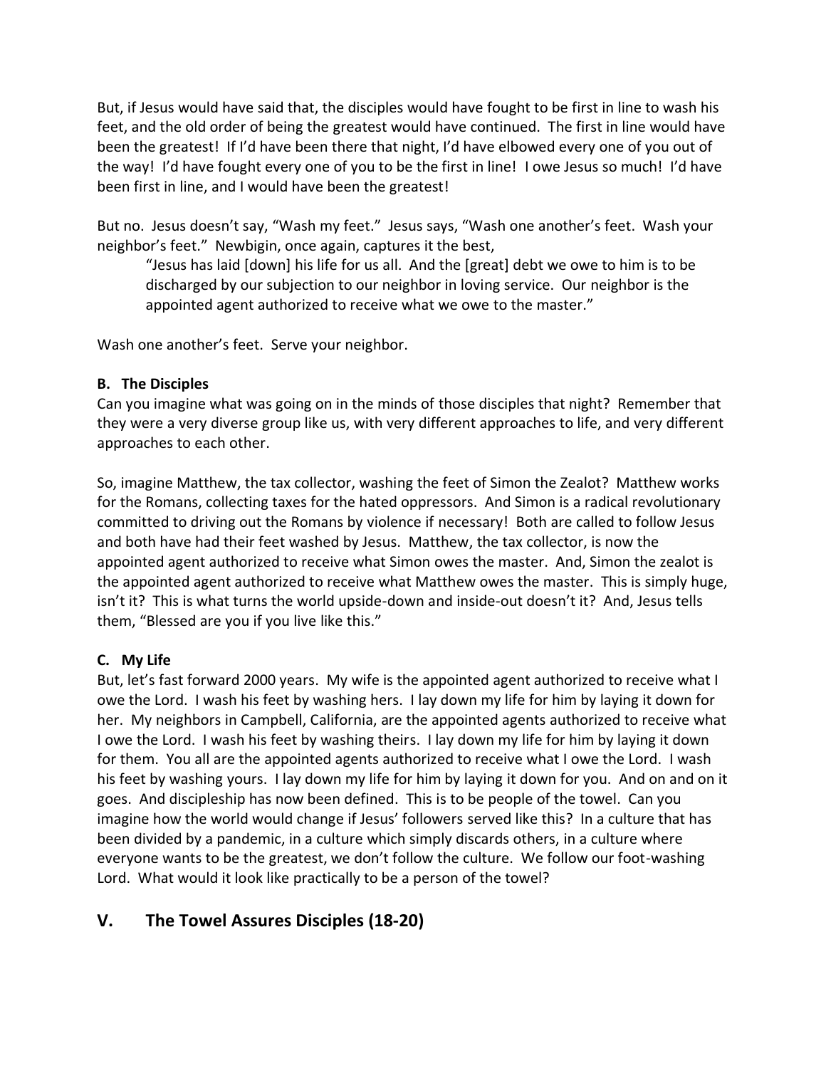But, if Jesus would have said that, the disciples would have fought to be first in line to wash his feet, and the old order of being the greatest would have continued. The first in line would have been the greatest! If I'd have been there that night, I'd have elbowed every one of you out of the way! I'd have fought every one of you to be the first in line! I owe Jesus so much! I'd have been first in line, and I would have been the greatest!

But no. Jesus doesn't say, "Wash my feet." Jesus says, "Wash one another's feet. Wash your neighbor's feet." Newbigin, once again, captures it the best,

> "Jesus has laid [down] his life for us all. And the [great] debt we owe to him is to be discharged by our subjection to our neighbor in loving service. Our neighbor is the appointed agent authorized to receive what we owe to the master."

Wash one another's feet. Serve your neighbor.

**B. The Disciples**

Can you imagine what was going on in the minds of those disciples that night? Remember that they were a very diverse group like us, with very different approaches to life, and very different approaches to each other.

So, imagine Matthew, the tax collector, washing the feet of Simon the Zealot? Matthew works for the Romans, collecting taxes for the hated oppressors. And Simon is a radical revolutionary committed to driving out the Romans by violence if necessary! Both are called to follow Jesus and both have had their feet washed by Jesus. Matthew, the tax collector, is now the appointed agent authorized to receive what Simon owes the master. And, Simon the zealot is the appointed agent authorized to receive what Matthew owes the master. This is simply huge, isn't it? This is what turns the world upside-down and inside-out doesn't it? And, Jesus tells them, "Blessed are you if you live like this."

**C. My Life**

But, let's fast forward 2000 years. My wife is the appointed agent authorized to receive what I owe the Lord. I wash his feet by washing hers. I lay down my life for him by laying it down for her. My neighbors in Campbell, California, are the appointed agents authorized to receive what I owe the Lord. I wash his feet by washing theirs. I lay down my life for him by laying it down for them. You all are the appointed agents authorized to receive what I owe the Lord. I wash his feet by washing yours. I lay down my life for him by laying it down for you. And on and on it goes. And discipleship has now been defined. This is to be people of the towel. Can you imagine how the world would change if Jesus' followers served like this? In a culture that has been divided by a pandemic, in a culture which simply discards others, in a culture where everyone wants to be the greatest, we don't follow the culture. We follow our foot-washing Lord. What would it look like practically to be a person of the towel?

## V. The Towel Assures Disciples (18-20)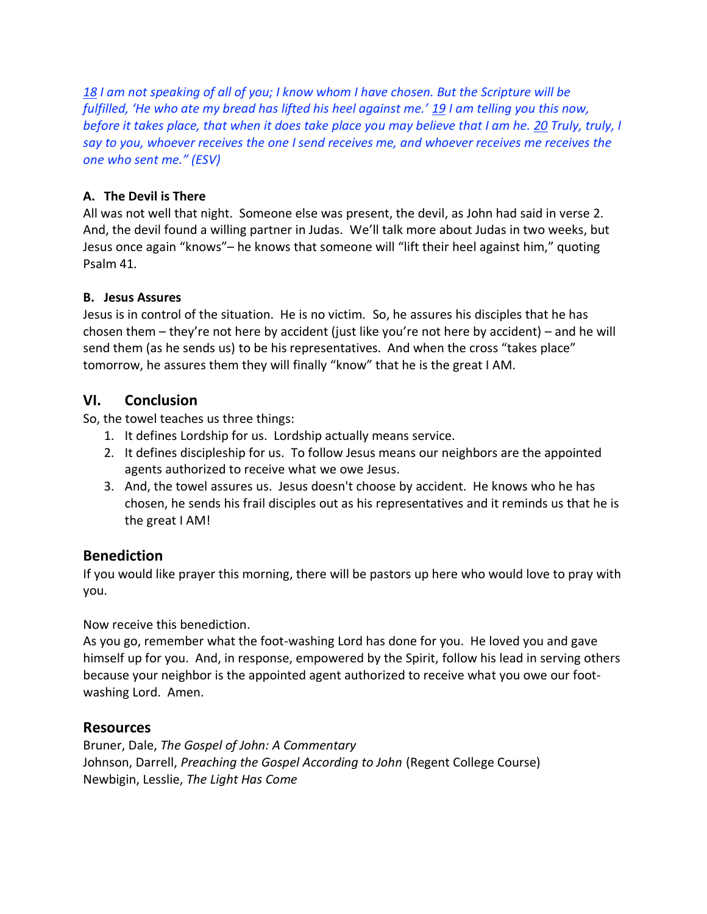*18 I am not speaking of all of you; I know whom I have chosen. But the Scripture will be fulfilled, 'He who ate my bread has lifted his heel against me.' 19 I am telling you this now, before it takes place, that when it does take place you may believe that I am he. 20 Truly, truly, I say to you, whoever receives the one I send receives me, and whoever receives me receives the one who sent me." (ESV)*

#### A. The Devil is There

All was not well that night. Someone else was present, the devil, as John had said in verse 2. And, the devil found a willing partner in Judas. We'll talk more about Judas in two weeks, but Jesus once again "knows"– he knows that someone will "lift their heel against him," quoting Psalm 41.

#### B. Jesus Assures

Jesus is in control of the situation. He is no victim. So, he assures his disciples that he has chosen them – they're not here by accident (just like you're not here by accident) – and he will send them (as he sends us) to be his representatives. And when the cross "takes place" tomorrow, he assures them they will finally "know" that he is the great I AM.

## VI. Conclusion

So, the towel teaches us three things:

1. It defines Lordship for us. Lordship actually means service.
2. It defines discipleship for us. To follow Jesus means our neighbors are the appointed agents authorized to receive what we owe Jesus.
3. And, the towel assures us. Jesus doesn't choose by accident. He knows who he has chosen, he sends his frail disciples out as his representatives and it reminds us that he is the great I AM!

## Benediction

If you would like prayer this morning, there will be pastors up here who would love to pray with you.

Now receive this benediction.
As you go, remember what the foot-washing Lord has done for you. He loved you and gave himself up for you. And, in response, empowered by the Spirit, follow his lead in serving others because your neighbor is the appointed agent authorized to receive what you owe our foot-washing Lord. Amen.

## Resources

Bruner, Dale, *The Gospel of John: A Commentary*
Johnson, Darrell, *Preaching the Gospel According to John* (Regent College Course)
Newbigin, Lesslie, *The Light Has Come*